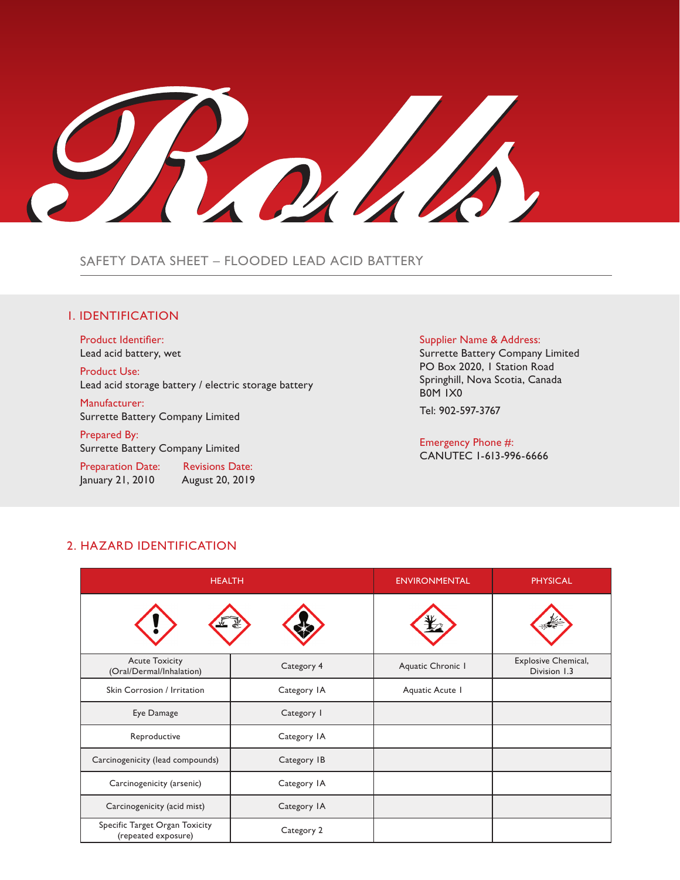Rolls

SAFETY DATA SHEET – FLOODED LEAD ACID BATTERY

## 1. IDENTIFICATION

**Product Identifier:**
Lead acid battery, wet

**Product Use:**
Lead acid storage battery / electric storage battery

**Manufacturer:**
Surrette Battery Company Limited

**Prepared By:**
Surrette Battery Company Limited

**Preparation Date:**
January 21, 2010

**Revisions Date:**
August 20, 2019

**Supplier Name & Address:**
Surrette Battery Company Limited
PO Box 2020, 1 Station Road
Springhill, Nova Scotia, Canada
B0M 1X0

Tel: 902-597-3767

**Emergency Phone #:**
CANUTEC 1-613-996-6666

## 2. HAZARD IDENTIFICATION

| HEALTH | | ENVIRONMENTAL | PHYSICAL |
|---|---|---|---|
| Acute Toxicity (Oral/Dermal/Inhalation) | Category 4 | Aquatic Chronic 1 | Explosive Chemical, Division 1.3 |
| Skin Corrosion / Irritation | Category 1A | Aquatic Acute 1 | |
| Eye Damage | Category 1 | | |
| Reproductive | Category 1A | | |
| Carcinogenicity (lead compounds) | Category 1B | | |
| Carcinogenicity (arsenic) | Category 1A | | |
| Carcinogenicity (acid mist) | Category 1A | | |
| Specific Target Organ Toxicity (repeated exposure) | Category 2 | | |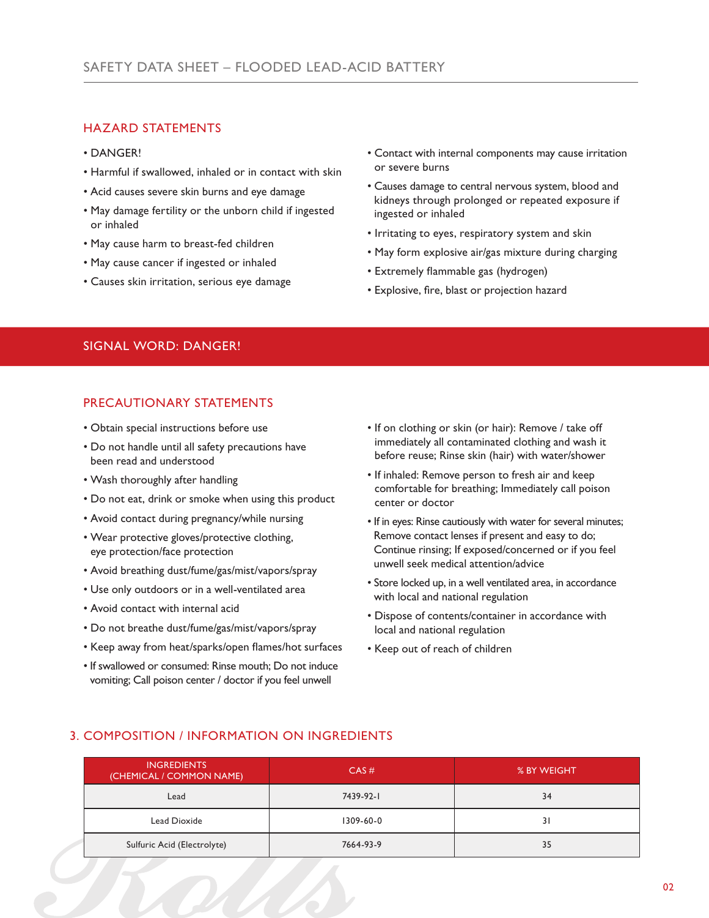## HAZARD STATEMENTS

- DANGER!
- Harmful if swallowed, inhaled or in contact with skin
- Acid causes severe skin burns and eye damage
- May damage fertility or the unborn child if ingested or inhaled
- May cause harm to breast-fed children
- May cause cancer if ingested or inhaled
- Causes skin irritation, serious eye damage
- Contact with internal components may cause irritation or severe burns
- Causes damage to central nervous system, blood and kidneys through prolonged or repeated exposure if ingested or inhaled
- Irritating to eyes, respiratory system and skin
- May form explosive air/gas mixture during charging
- Extremely flammable gas (hydrogen)
- Explosive, fire, blast or projection hazard

## SIGNAL WORD: DANGER!

## PRECAUTIONARY STATEMENTS

- Obtain special instructions before use
- Do not handle until all safety precautions have been read and understood
- Wash thoroughly after handling
- Do not eat, drink or smoke when using this product
- Avoid contact during pregnancy/while nursing
- Wear protective gloves/protective clothing, eye protection/face protection
- Avoid breathing dust/fume/gas/mist/vapors/spray
- Use only outdoors or in a well-ventilated area
- Avoid contact with internal acid
- Do not breathe dust/fume/gas/mist/vapors/spray
- Keep away from heat/sparks/open flames/hot surfaces
- If swallowed or consumed: Rinse mouth; Do not induce vomiting; Call poison center / doctor if you feel unwell
- If on clothing or skin (or hair): Remove / take off immediately all contaminated clothing and wash it before reuse; Rinse skin (hair) with water/shower
- If inhaled: Remove person to fresh air and keep comfortable for breathing; Immediately call poison center or doctor
- If in eyes: Rinse cautiously with water for several minutes; Remove contact lenses if present and easy to do; Continue rinsing; If exposed/concerned or if you feel unwell seek medical attention/advice
- Store locked up, in a well ventilated area, in accordance with local and national regulation
- Dispose of contents/container in accordance with local and national regulation
- Keep out of reach of children

## 3. COMPOSITION / INFORMATION ON INGREDIENTS

| INGREDIENTS (CHEMICAL / COMMON NAME) | CAS # | % BY WEIGHT |
|---|---|---|
| Lead | 7439-92-1 | 34 |
| Lead Dioxide | 1309-60-0 | 31 |
| Sulfuric Acid (Electrolyte) | 7664-93-9 | 35 |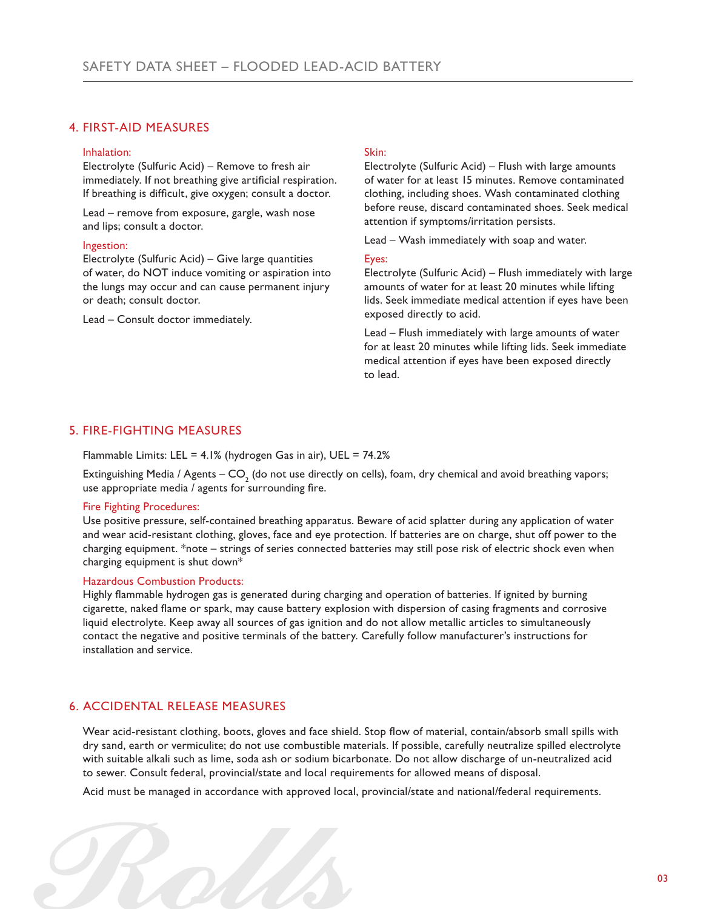## 4. FIRST-AID MEASURES

### Inhalation:

Electrolyte (Sulfuric Acid) – Remove to fresh air immediately. If not breathing give artificial respiration. If breathing is difficult, give oxygen; consult a doctor.

Lead – remove from exposure, gargle, wash nose and lips; consult a doctor.

### Ingestion:

Electrolyte (Sulfuric Acid) – Give large quantities of water, do NOT induce vomiting or aspiration into the lungs may occur and can cause permanent injury or death; consult doctor.

Lead – Consult doctor immediately.

### Skin:

Electrolyte (Sulfuric Acid) – Flush with large amounts of water for at least 15 minutes. Remove contaminated clothing, including shoes. Wash contaminated clothing before reuse, discard contaminated shoes. Seek medical attention if symptoms/irritation persists.

Lead – Wash immediately with soap and water.

### Eyes:

Electrolyte (Sulfuric Acid) – Flush immediately with large amounts of water for at least 20 minutes while lifting lids. Seek immediate medical attention if eyes have been exposed directly to acid.

Lead – Flush immediately with large amounts of water for at least 20 minutes while lifting lids. Seek immediate medical attention if eyes have been exposed directly to lead.

## 5. FIRE-FIGHTING MEASURES

Flammable Limits: LEL = 4.1% (hydrogen Gas in air), UEL = 74.2%

Extinguishing Media / Agents – $CO_2$ (do not use directly on cells), foam, dry chemical and avoid breathing vapors; use appropriate media / agents for surrounding fire.

### Fire Fighting Procedures:

Use positive pressure, self-contained breathing apparatus. Beware of acid splatter during any application of water and wear acid-resistant clothing, gloves, face and eye protection. If batteries are on charge, shut off power to the charging equipment. *note – strings of series connected batteries may still pose risk of electric shock even when charging equipment is shut down*

### Hazardous Combustion Products:

Highly flammable hydrogen gas is generated during charging and operation of batteries. If ignited by burning cigarette, naked flame or spark, may cause battery explosion with dispersion of casing fragments and corrosive liquid electrolyte. Keep away all sources of gas ignition and do not allow metallic articles to simultaneously contact the negative and positive terminals of the battery. Carefully follow manufacturer's instructions for installation and service.

## 6. ACCIDENTAL RELEASE MEASURES

Wear acid-resistant clothing, boots, gloves and face shield. Stop flow of material, contain/absorb small spills with dry sand, earth or vermiculite; do not use combustible materials. If possible, carefully neutralize spilled electrolyte with suitable alkali such as lime, soda ash or sodium bicarbonate. Do not allow discharge of un-neutralized acid to sewer. Consult federal, provincial/state and local requirements for allowed means of disposal.

Acid must be managed in accordance with approved local, provincial/state and national/federal requirements.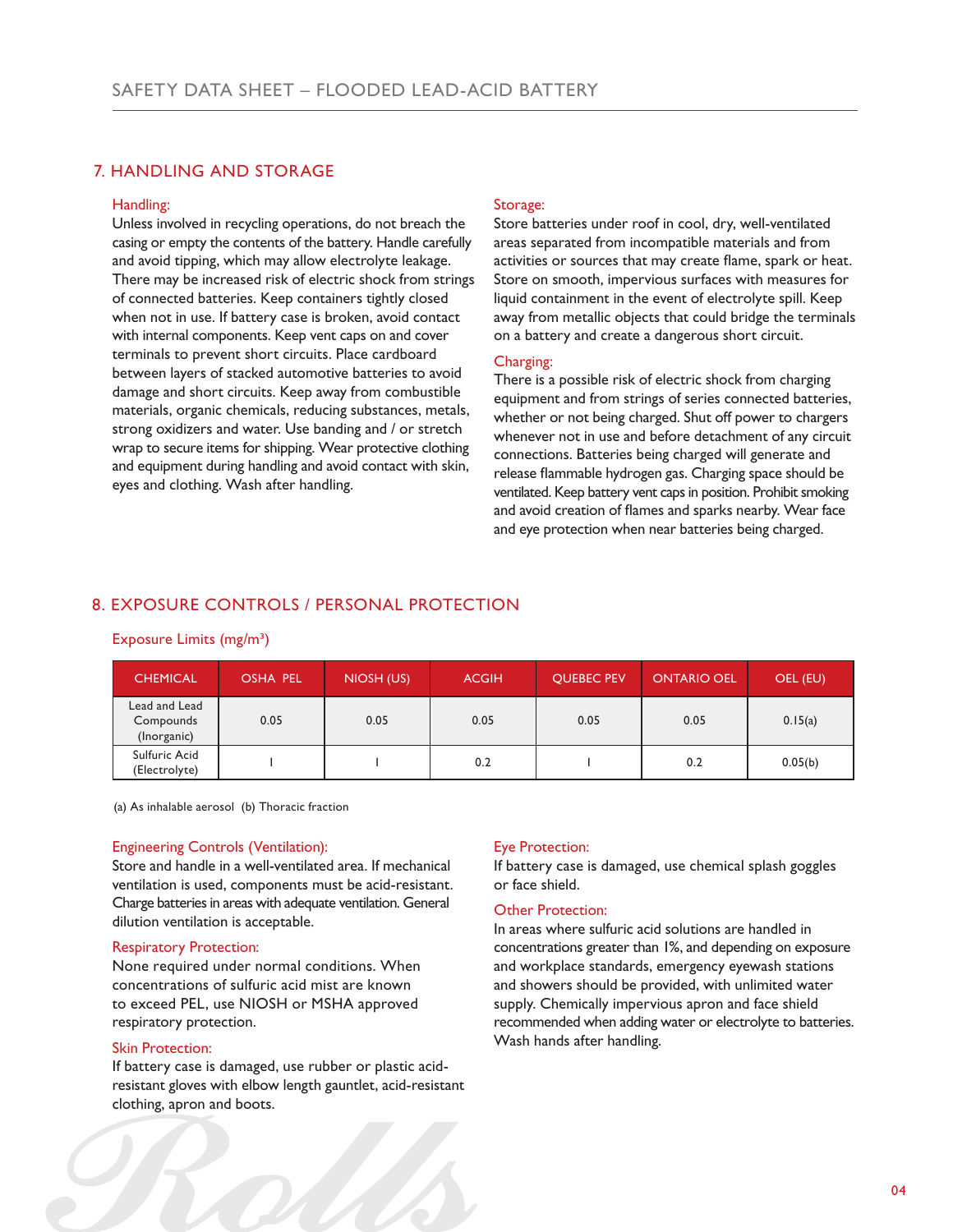## 7. HANDLING AND STORAGE

### Handling:

Unless involved in recycling operations, do not breach the casing or empty the contents of the battery. Handle carefully and avoid tipping, which may allow electrolyte leakage. There may be increased risk of electric shock from strings of connected batteries. Keep containers tightly closed when not in use. If battery case is broken, avoid contact with internal components. Keep vent caps on and cover terminals to prevent short circuits. Place cardboard between layers of stacked automotive batteries to avoid damage and short circuits. Keep away from combustible materials, organic chemicals, reducing substances, metals, strong oxidizers and water. Use banding and / or stretch wrap to secure items for shipping. Wear protective clothing and equipment during handling and avoid contact with skin, eyes and clothing. Wash after handling.

### Storage:

Store batteries under roof in cool, dry, well-ventilated areas separated from incompatible materials and from activities or sources that may create flame, spark or heat. Store on smooth, impervious surfaces with measures for liquid containment in the event of electrolyte spill. Keep away from metallic objects that could bridge the terminals on a battery and create a dangerous short circuit.

### Charging:

There is a possible risk of electric shock from charging equipment and from strings of series connected batteries, whether or not being charged. Shut off power to chargers whenever not in use and before detachment of any circuit connections. Batteries being charged will generate and release flammable hydrogen gas. Charging space should be ventilated. Keep battery vent caps in position. Prohibit smoking and avoid creation of flames and sparks nearby. Wear face and eye protection when near batteries being charged.

## 8. EXPOSURE CONTROLS / PERSONAL PROTECTION

### Exposure Limits (mg/m³)

| CHEMICAL | OSHA PEL | NIOSH (US) | ACGIH | QUEBEC PEV | ONTARIO OEL | OEL (EU) |
|---|---|---|---|---|---|---|
| Lead and Lead Compounds (Inorganic) | 0.05 | 0.05 | 0.05 | 0.05 | 0.05 | 0.15(a) |
| Sulfuric Acid (Electrolyte) | 1 | 1 | 0.2 | 1 | 0.2 | 0.05(b) |

(a) As inhalable aerosol (b) Thoracic fraction

### Engineering Controls (Ventilation):

Store and handle in a well-ventilated area. If mechanical ventilation is used, components must be acid-resistant. Charge batteries in areas with adequate ventilation. General dilution ventilation is acceptable.

### Respiratory Protection:

None required under normal conditions. When concentrations of sulfuric acid mist are known to exceed PEL, use NIOSH or MSHA approved respiratory protection.

### Skin Protection:

If battery case is damaged, use rubber or plastic acid-resistant gloves with elbow length gauntlet, acid-resistant clothing, apron and boots.

### Eye Protection:

If battery case is damaged, use chemical splash goggles or face shield.

### Other Protection:

In areas where sulfuric acid solutions are handled in concentrations greater than 1%, and depending on exposure and workplace standards, emergency eyewash stations and showers should be provided, with unlimited water supply. Chemically impervious apron and face shield recommended when adding water or electrolyte to batteries. Wash hands after handling.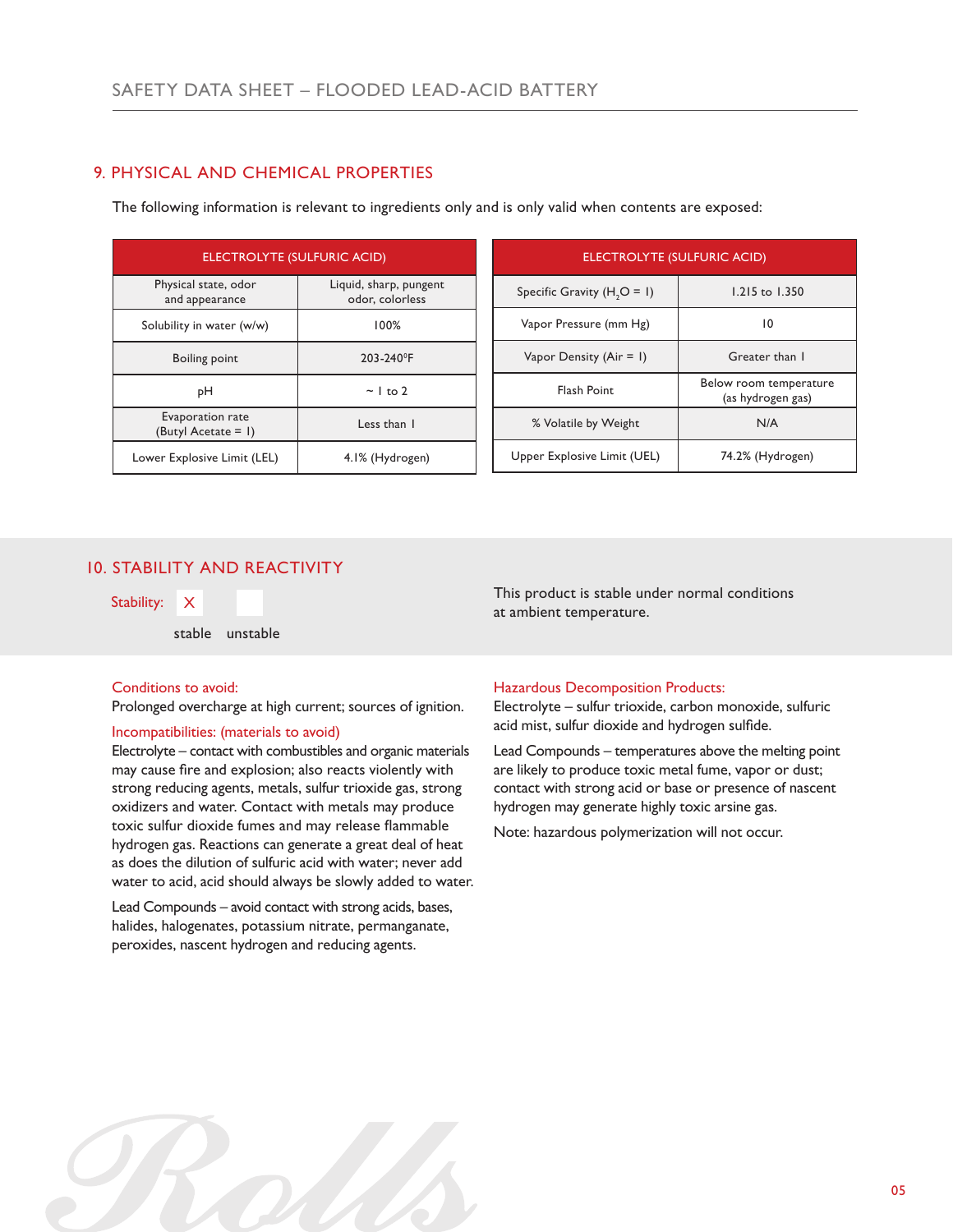## 9. PHYSICAL AND CHEMICAL PROPERTIES

The following information is relevant to ingredients only and is only valid when contents are exposed:

| ELECTROLYTE (SULFURIC ACID) | |
|---|---|
| Physical state, odor and appearance | Liquid, sharp, pungent odor, colorless |
| Solubility in water (w/w) | 100% |
| Boiling point | 203-240°F |
| pH | ~ 1 to 2 |
| Evaporation rate (Butyl Acetate = 1) | Less than 1 |
| Lower Explosive Limit (LEL) | 4.1% (Hydrogen) |

| ELECTROLYTE (SULFURIC ACID) | |
|---|---|
| Specific Gravity ($H_2O$ = 1) | 1.215 to 1.350 |
| Vapor Pressure (mm Hg) | 10 |
| Vapor Density (Air = 1) | Greater than 1 |
| Flash Point | Below room temperature (as hydrogen gas) |
| % Volatile by Weight | N/A |
| Upper Explosive Limit (UEL) | 74.2% (Hydrogen) |

## 10. STABILITY AND REACTIVITY

Stability: [X] stable [ ] unstable

This product is stable under normal conditions at ambient temperature.

**Conditions to avoid:**
Prolonged overcharge at high current; sources of ignition.

**Incompatibilities: (materials to avoid)**
Electrolyte – contact with combustibles and organic materials may cause fire and explosion; also reacts violently with strong reducing agents, metals, sulfur trioxide gas, strong oxidizers and water. Contact with metals may produce toxic sulfur dioxide fumes and may release flammable hydrogen gas. Reactions can generate a great deal of heat as does the dilution of sulfuric acid with water; never add water to acid, acid should always be slowly added to water.

Lead Compounds – avoid contact with strong acids, bases, halides, halogenates, potassium nitrate, permanganate, peroxides, nascent hydrogen and reducing agents.

**Hazardous Decomposition Products:**
Electrolyte – sulfur trioxide, carbon monoxide, sulfuric acid mist, sulfur dioxide and hydrogen sulfide.

Lead Compounds – temperatures above the melting point are likely to produce toxic metal fume, vapor or dust; contact with strong acid or base or presence of nascent hydrogen may generate highly toxic arsine gas.

Note: hazardous polymerization will not occur.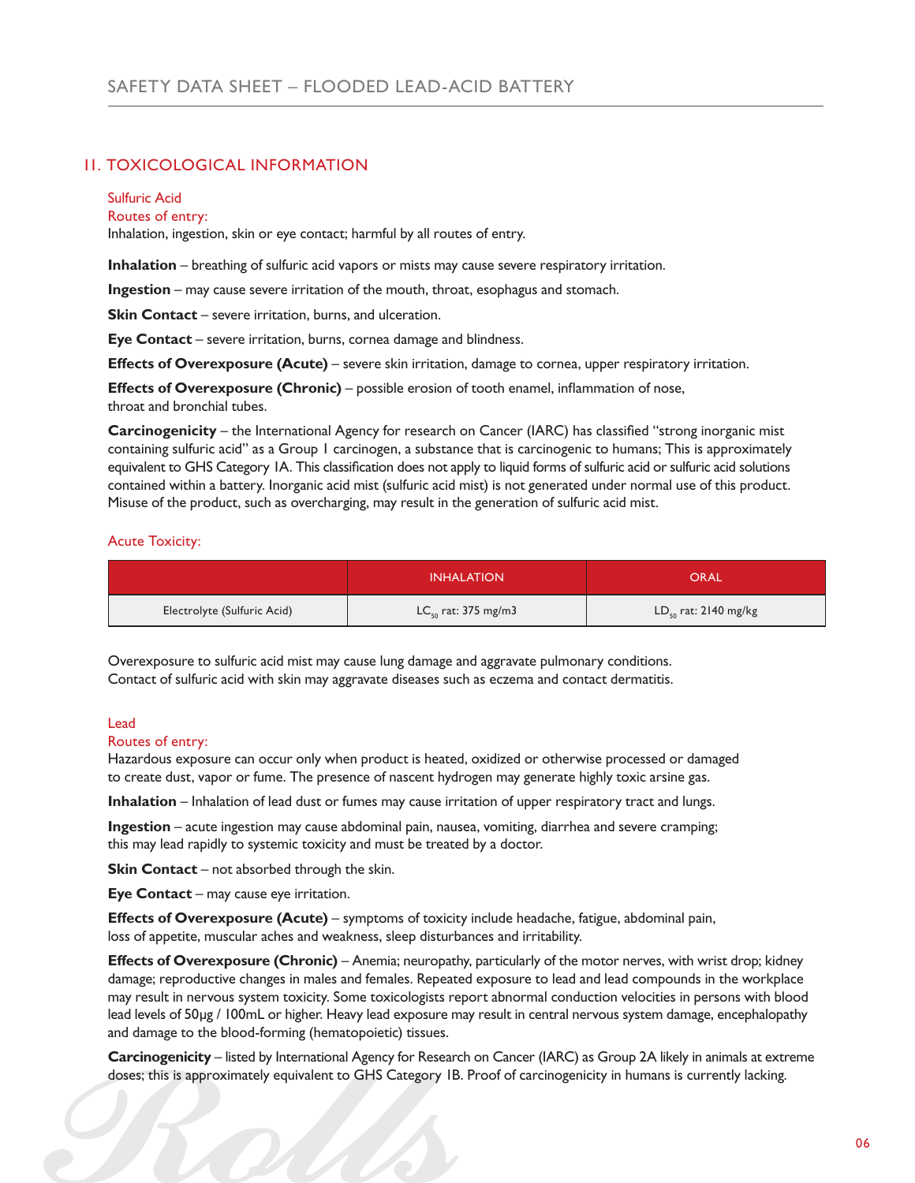## 11. TOXICOLOGICAL INFORMATION

### Sulfuric Acid

### Routes of entry:

Inhalation, ingestion, skin or eye contact; harmful by all routes of entry.

**Inhalation** – breathing of sulfuric acid vapors or mists may cause severe respiratory irritation.

**Ingestion** – may cause severe irritation of the mouth, throat, esophagus and stomach.

**Skin Contact** – severe irritation, burns, and ulceration.

**Eye Contact** – severe irritation, burns, cornea damage and blindness.

**Effects of Overexposure (Acute)** – severe skin irritation, damage to cornea, upper respiratory irritation.

**Effects of Overexposure (Chronic)** – possible erosion of tooth enamel, inflammation of nose, throat and bronchial tubes.

**Carcinogenicity** – the International Agency for research on Cancer (IARC) has classified "strong inorganic mist containing sulfuric acid" as a Group 1 carcinogen, a substance that is carcinogenic to humans; This is approximately equivalent to GHS Category 1A. This classification does not apply to liquid forms of sulfuric acid or sulfuric acid solutions contained within a battery. Inorganic acid mist (sulfuric acid mist) is not generated under normal use of this product. Misuse of the product, such as overcharging, may result in the generation of sulfuric acid mist.

### Acute Toxicity:

| | INHALATION | ORAL |
|---|---|---|
| Electrolyte (Sulfuric Acid) | $LC_{50}$ rat: 375 mg/m3 | $LD_{50}$ rat: 2140 mg/kg |

Overexposure to sulfuric acid mist may cause lung damage and aggravate pulmonary conditions. Contact of sulfuric acid with skin may aggravate diseases such as eczema and contact dermatitis.

### Lead

### Routes of entry:

Hazardous exposure can occur only when product is heated, oxidized or otherwise processed or damaged to create dust, vapor or fume. The presence of nascent hydrogen may generate highly toxic arsine gas.

**Inhalation** – Inhalation of lead dust or fumes may cause irritation of upper respiratory tract and lungs.

**Ingestion** – acute ingestion may cause abdominal pain, nausea, vomiting, diarrhea and severe cramping; this may lead rapidly to systemic toxicity and must be treated by a doctor.

**Skin Contact** – not absorbed through the skin.

**Eye Contact** – may cause eye irritation.

**Effects of Overexposure (Acute)** – symptoms of toxicity include headache, fatigue, abdominal pain, loss of appetite, muscular aches and weakness, sleep disturbances and irritability.

**Effects of Overexposure (Chronic)** – Anemia; neuropathy, particularly of the motor nerves, with wrist drop; kidney damage; reproductive changes in males and females. Repeated exposure to lead and lead compounds in the workplace may result in nervous system toxicity. Some toxicologists report abnormal conduction velocities in persons with blood lead levels of 50μg / 100mL or higher. Heavy lead exposure may result in central nervous system damage, encephalopathy and damage to the blood-forming (hematopoietic) tissues.

**Carcinogenicity** – listed by International Agency for Research on Cancer (IARC) as Group 2A likely in animals at extreme doses; this is approximately equivalent to GHS Category 1B. Proof of carcinogenicity in humans is currently lacking.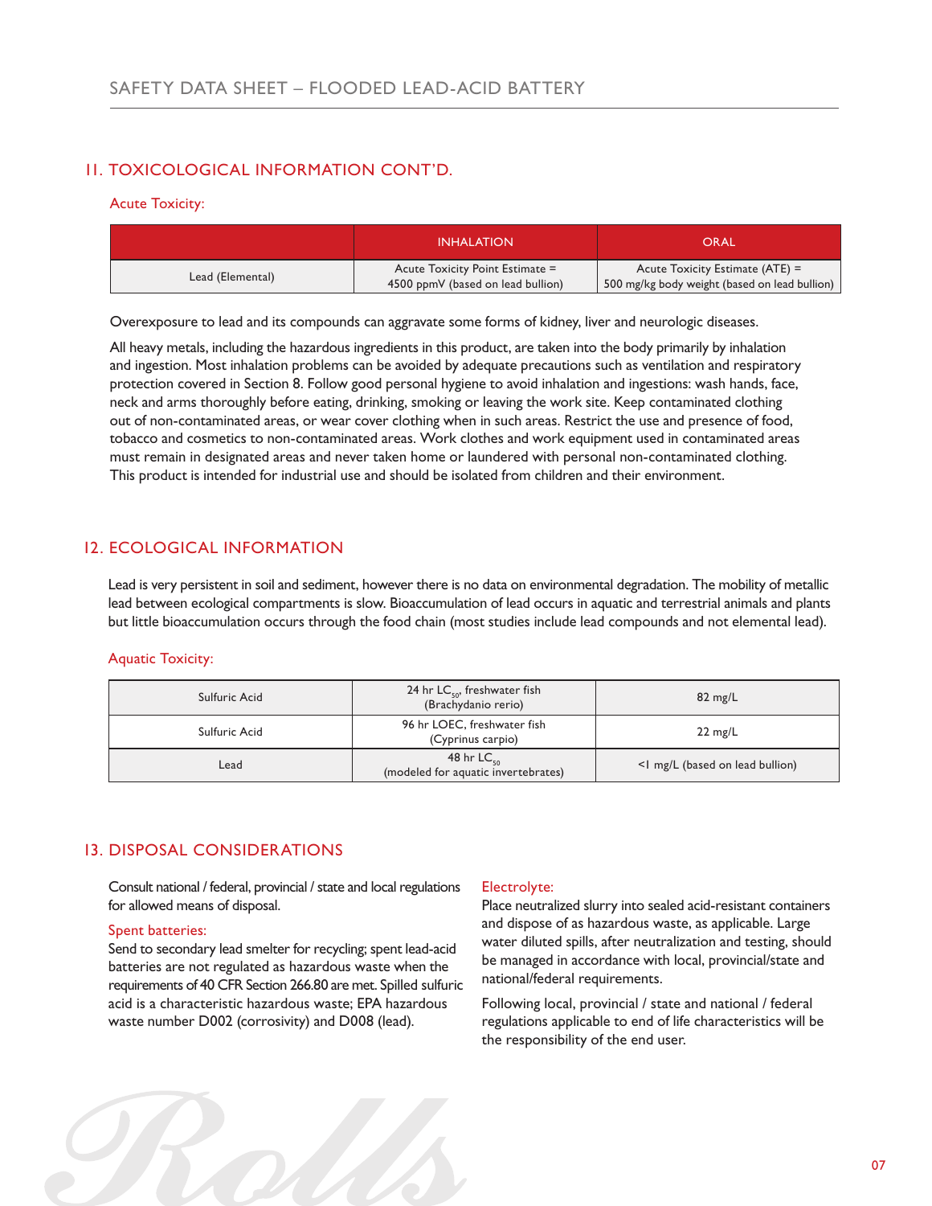## 11. TOXICOLOGICAL INFORMATION CONT'D.

### Acute Toxicity:

| | INHALATION | ORAL |
|---|---|---|
| Lead (Elemental) | Acute Toxicity Point Estimate = 4500 ppmV (based on lead bullion) | Acute Toxicity Estimate (ATE) = 500 mg/kg body weight (based on lead bullion) |

Overexposure to lead and its compounds can aggravate some forms of kidney, liver and neurologic diseases.

All heavy metals, including the hazardous ingredients in this product, are taken into the body primarily by inhalation and ingestion. Most inhalation problems can be avoided by adequate precautions such as ventilation and respiratory protection covered in Section 8. Follow good personal hygiene to avoid inhalation and ingestions: wash hands, face, neck and arms thoroughly before eating, drinking, smoking or leaving the work site. Keep contaminated clothing out of non-contaminated areas, or wear cover clothing when in such areas. Restrict the use and presence of food, tobacco and cosmetics to non-contaminated areas. Work clothes and work equipment used in contaminated areas must remain in designated areas and never taken home or laundered with personal non-contaminated clothing. This product is intended for industrial use and should be isolated from children and their environment.

## 12. ECOLOGICAL INFORMATION

Lead is very persistent in soil and sediment, however there is no data on environmental degradation. The mobility of metallic lead between ecological compartments is slow. Bioaccumulation of lead occurs in aquatic and terrestrial animals and plants but little bioaccumulation occurs through the food chain (most studies include lead compounds and not elemental lead).

### Aquatic Toxicity:

| | | |
|---|---|---|
| Sulfuric Acid | 24 hr $LC_{50}$, freshwater fish (Brachydanio rerio) | 82 mg/L |
| Sulfuric Acid | 96 hr LOEC, freshwater fish (Cyprinus carpio) | 22 mg/L |
| Lead | 48 hr $LC_{50}$ (modeled for aquatic invertebrates) | <1 mg/L (based on lead bullion) |

## 13. DISPOSAL CONSIDERATIONS

Consult national / federal, provincial / state and local regulations for allowed means of disposal.

### Spent batteries:

Send to secondary lead smelter for recycling; spent lead-acid batteries are not regulated as hazardous waste when the requirements of 40 CFR Section 266.80 are met. Spilled sulfuric acid is a characteristic hazardous waste; EPA hazardous waste number D002 (corrosivity) and D008 (lead).

### Electrolyte:

Place neutralized slurry into sealed acid-resistant containers and dispose of as hazardous waste, as applicable. Large water diluted spills, after neutralization and testing, should be managed in accordance with local, provincial/state and national/federal requirements.

Following local, provincial / state and national / federal regulations applicable to end of life characteristics will be the responsibility of the end user.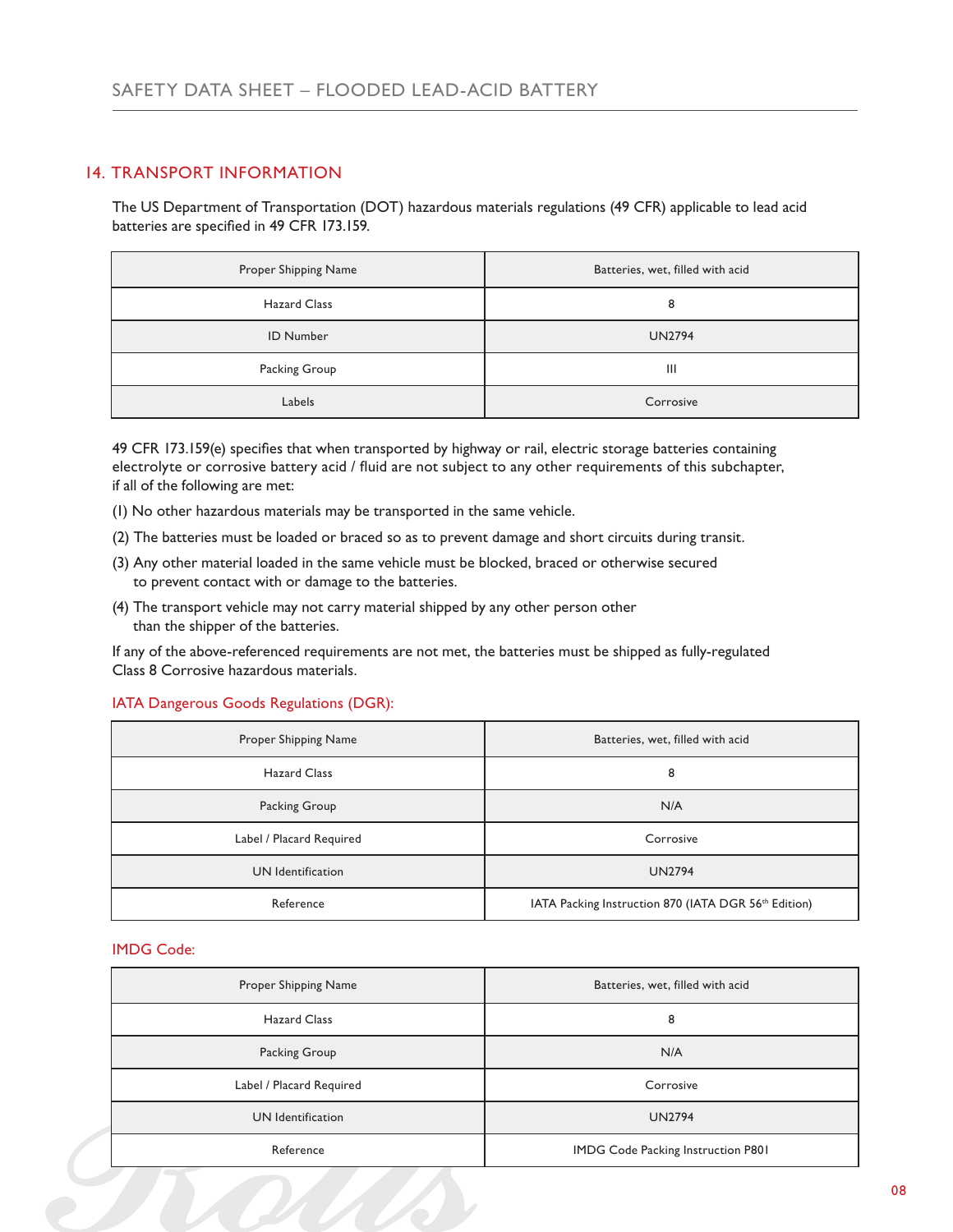## 14. TRANSPORT INFORMATION

The US Department of Transportation (DOT) hazardous materials regulations (49 CFR) applicable to lead acid batteries are specified in 49 CFR 173.159.

| Proper Shipping Name | Batteries, wet, filled with acid |
|---|---|
| Hazard Class | 8 |
| ID Number | UN2794 |
| Packing Group | III |
| Labels | Corrosive |

49 CFR 173.159(e) specifies that when transported by highway or rail, electric storage batteries containing electrolyte or corrosive battery acid / fluid are not subject to any other requirements of this subchapter, if all of the following are met:

(1) No other hazardous materials may be transported in the same vehicle.

(2) The batteries must be loaded or braced so as to prevent damage and short circuits during transit.

(3) Any other material loaded in the same vehicle must be blocked, braced or otherwise secured to prevent contact with or damage to the batteries.

(4) The transport vehicle may not carry material shipped by any other person other than the shipper of the batteries.

If any of the above-referenced requirements are not met, the batteries must be shipped as fully-regulated Class 8 Corrosive hazardous materials.

### IATA Dangerous Goods Regulations (DGR):

| Proper Shipping Name | Batteries, wet, filled with acid |
|---|---|
| Hazard Class | 8 |
| Packing Group | N/A |
| Label / Placard Required | Corrosive |
| UN Identification | UN2794 |
| Reference | IATA Packing Instruction 870 (IATA DGR 56th Edition) |

### IMDG Code:

| Proper Shipping Name | Batteries, wet, filled with acid |
|---|---|
| Hazard Class | 8 |
| Packing Group | N/A |
| Label / Placard Required | Corrosive |
| UN Identification | UN2794 |
| Reference | IMDG Code Packing Instruction P801 |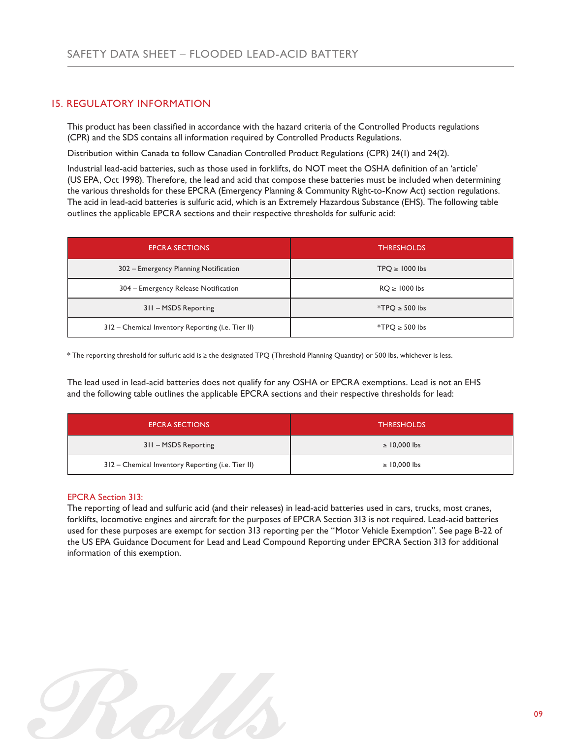## 15. REGULATORY INFORMATION

This product has been classified in accordance with the hazard criteria of the Controlled Products regulations (CPR) and the SDS contains all information required by Controlled Products Regulations.

Distribution within Canada to follow Canadian Controlled Product Regulations (CPR) 24(1) and 24(2).

Industrial lead-acid batteries, such as those used in forklifts, do NOT meet the OSHA definition of an 'article' (US EPA, Oct 1998). Therefore, the lead and acid that compose these batteries must be included when determining the various thresholds for these EPCRA (Emergency Planning & Community Right-to-Know Act) section regulations. The acid in lead-acid batteries is sulfuric acid, which is an Extremely Hazardous Substance (EHS). The following table outlines the applicable EPCRA sections and their respective thresholds for sulfuric acid:

| EPCRA SECTIONS | THRESHOLDS |
|---|---|
| 302 – Emergency Planning Notification | TPQ ≥ 1000 lbs |
| 304 – Emergency Release Notification | RQ ≥ 1000 lbs |
| 311 – MSDS Reporting | *TPQ ≥ 500 lbs |
| 312 – Chemical Inventory Reporting (i.e. Tier II) | *TPQ ≥ 500 lbs |

* The reporting threshold for sulfuric acid is ≥ the designated TPQ (Threshold Planning Quantity) or 500 lbs, whichever is less.

The lead used in lead-acid batteries does not qualify for any OSHA or EPCRA exemptions. Lead is not an EHS and the following table outlines the applicable EPCRA sections and their respective thresholds for lead:

| EPCRA SECTIONS | THRESHOLDS |
|---|---|
| 311 – MSDS Reporting | ≥ 10,000 lbs |
| 312 – Chemical Inventory Reporting (i.e. Tier II) | ≥ 10,000 lbs |

### EPCRA Section 313:

The reporting of lead and sulfuric acid (and their releases) in lead-acid batteries used in cars, trucks, most cranes, forklifts, locomotive engines and aircraft for the purposes of EPCRA Section 313 is not required. Lead-acid batteries used for these purposes are exempt for section 313 reporting per the "Motor Vehicle Exemption". See page B-22 of the US EPA Guidance Document for Lead and Lead Compound Reporting under EPCRA Section 313 for additional information of this exemption.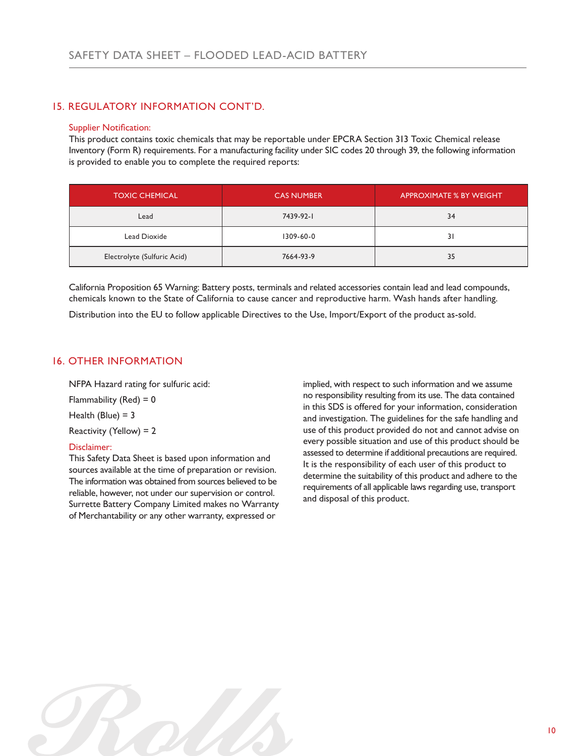## 15. REGULATORY INFORMATION CONT'D.

### Supplier Notification:

This product contains toxic chemicals that may be reportable under EPCRA Section 313 Toxic Chemical release Inventory (Form R) requirements. For a manufacturing facility under SIC codes 20 through 39, the following information is provided to enable you to complete the required reports:

| TOXIC CHEMICAL | CAS NUMBER | APPROXIMATE % BY WEIGHT |
| --- | --- | --- |
| Lead | 7439-92-1 | 34 |
| Lead Dioxide | 1309-60-0 | 31 |
| Electrolyte (Sulfuric Acid) | 7664-93-9 | 35 |

California Proposition 65 Warning: Battery posts, terminals and related accessories contain lead and lead compounds, chemicals known to the State of California to cause cancer and reproductive harm. Wash hands after handling.

Distribution into the EU to follow applicable Directives to the Use, Import/Export of the product as-sold.

## 16. OTHER INFORMATION

NFPA Hazard rating for sulfuric acid:

Flammability (Red) = 0

Health (Blue) = 3

Reactivity (Yellow) = 2

### Disclaimer:

This Safety Data Sheet is based upon information and sources available at the time of preparation or revision. The information was obtained from sources believed to be reliable, however, not under our supervision or control. Surrette Battery Company Limited makes no Warranty of Merchantability or any other warranty, expressed or implied, with respect to such information and we assume no responsibility resulting from its use. The data contained in this SDS is offered for your information, consideration and investigation. The guidelines for the safe handling and use of this product provided do not and cannot advise on every possible situation and use of this product should be assessed to determine if additional precautions are required. It is the responsibility of each user of this product to determine the suitability of this product and adhere to the requirements of all applicable laws regarding use, transport and disposal of this product.